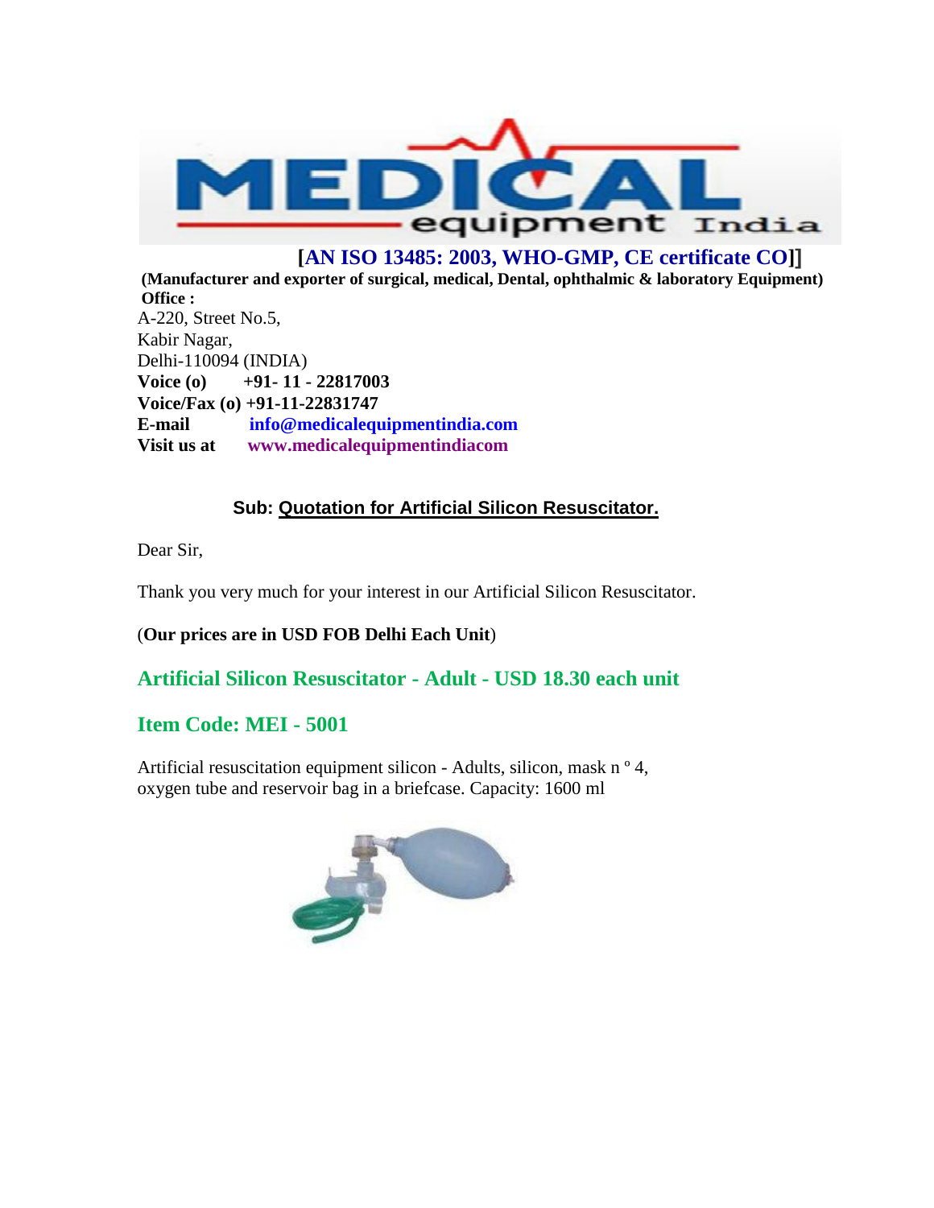# MEDICAL equipment India

**[AN ISO 13485: 2003, WHO-GMP, CE certificate CO]]**

**(Manufacturer and exporter of surgical, medical, Dental, ophthalmic & laboratory Equipment)**

**Office :**
A-220, Street No.5,
Kabir Nagar,
Delhi-110094 (INDIA)
**Voice (o)** **+91- 11 - 22817003**
**Voice/Fax (o) +91-11-22831747**
**E-mail** **info@medicalequipmentindia.com**
**Visit us at** **www.medicalequipmentindiacom**

**Sub: Quotation for Artificial Silicon Resuscitator.**

Dear Sir,

Thank you very much for your interest in our Artificial Silicon Resuscitator.

(**Our prices are in USD FOB Delhi Each Unit**)

## Artificial Silicon Resuscitator - Adult - USD 18.30 each unit

## Item Code: MEI - 5001

Artificial resuscitation equipment silicon - Adults, silicon, mask n º 4, oxygen tube and reservoir bag in a briefcase. Capacity: 1600 ml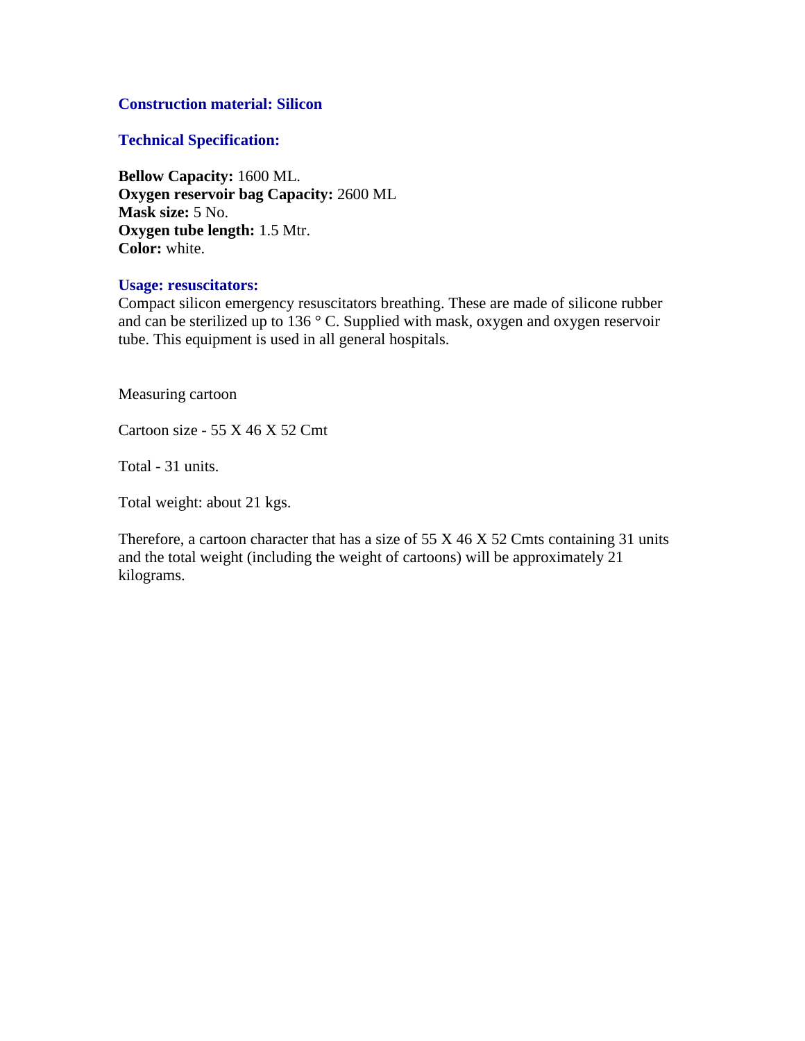**Construction material: Silicon**

**Technical Specification:**

**Bellow Capacity:** 1600 ML.
**Oxygen reservoir bag Capacity:** 2600 ML
**Mask size:** 5 No.
**Oxygen tube length:** 1.5 Mtr.
**Color:** white.

**Usage: resuscitators:**

Compact silicon emergency resuscitators breathing. These are made of silicone rubber and can be sterilized up to 136 ° C. Supplied with mask, oxygen and oxygen reservoir tube. This equipment is used in all general hospitals.

Measuring cartoon

Cartoon size - 55 X 46 X 52 Cmt

Total - 31 units.

Total weight: about 21 kgs.

Therefore, a cartoon character that has a size of 55 X 46 X 52 Cmts containing 31 units and the total weight (including the weight of cartoons) will be approximately 21 kilograms.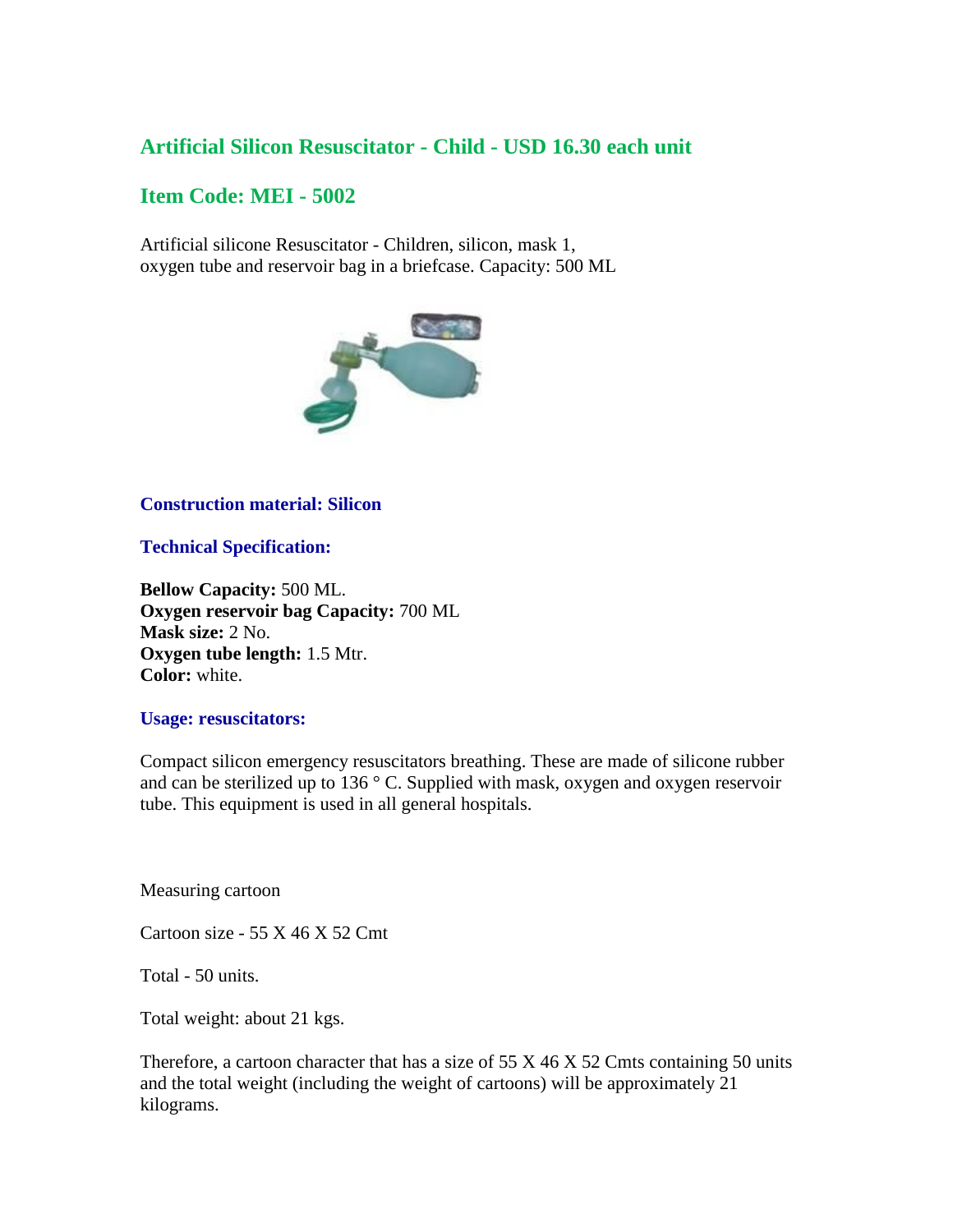## Artificial Silicon Resuscitator - Child - USD 16.30 each unit

## Item Code: MEI - 5002

Artificial silicone Resuscitator - Children, silicon, mask 1,
oxygen tube and reservoir bag in a briefcase. Capacity: 500 ML

### Construction material: Silicon

### Technical Specification:

**Bellow Capacity:** 500 ML.
**Oxygen reservoir bag Capacity:** 700 ML
**Mask size:** 2 No.
**Oxygen tube length:** 1.5 Mtr.
**Color:** white.

### Usage: resuscitators:

Compact silicon emergency resuscitators breathing. These are made of silicone rubber and can be sterilized up to 136 ° C. Supplied with mask, oxygen and oxygen reservoir tube. This equipment is used in all general hospitals.

Measuring cartoon

Cartoon size - 55 X 46 X 52 Cmt

Total - 50 units.

Total weight: about 21 kgs.

Therefore, a cartoon character that has a size of 55 X 46 X 52 Cmts containing 50 units and the total weight (including the weight of cartoons) will be approximately 21 kilograms.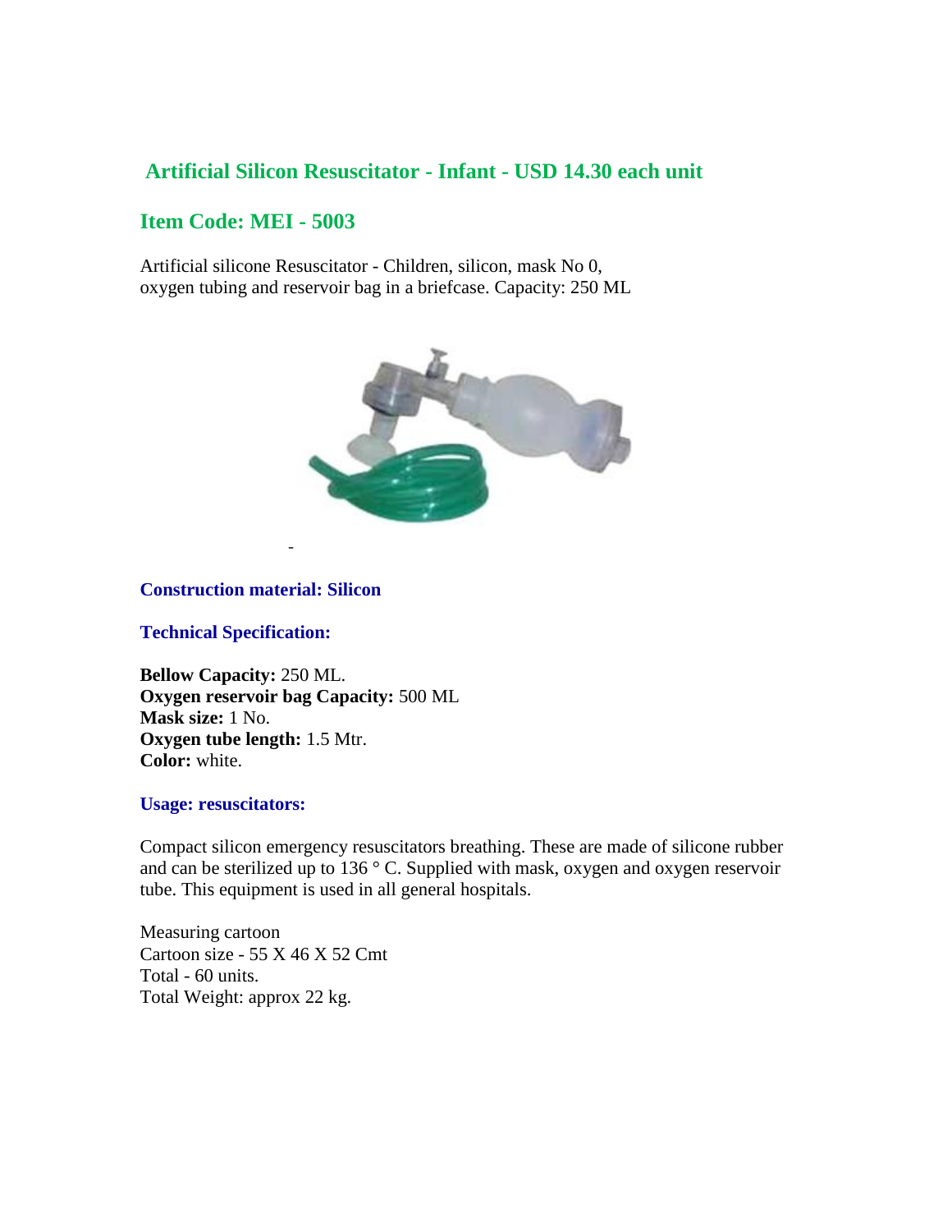## Artificial Silicon Resuscitator - Infant - USD 14.30 each unit

## Item Code: MEI - 5003

Artificial silicone Resuscitator - Children, silicon, mask No 0, oxygen tubing and reservoir bag in a briefcase. Capacity: 250 ML

-

**Construction material: Silicon**

**Technical Specification:**

**Bellow Capacity:** 250 ML.
**Oxygen reservoir bag Capacity:** 500 ML
**Mask size:** 1 No.
**Oxygen tube length:** 1.5 Mtr.
**Color:** white.

**Usage: resuscitators:**

Compact silicon emergency resuscitators breathing. These are made of silicone rubber and can be sterilized up to 136 ° C. Supplied with mask, oxygen and oxygen reservoir tube. This equipment is used in all general hospitals.

Measuring cartoon
Cartoon size - 55 X 46 X 52 Cmt
Total - 60 units.
Total Weight: approx 22 kg.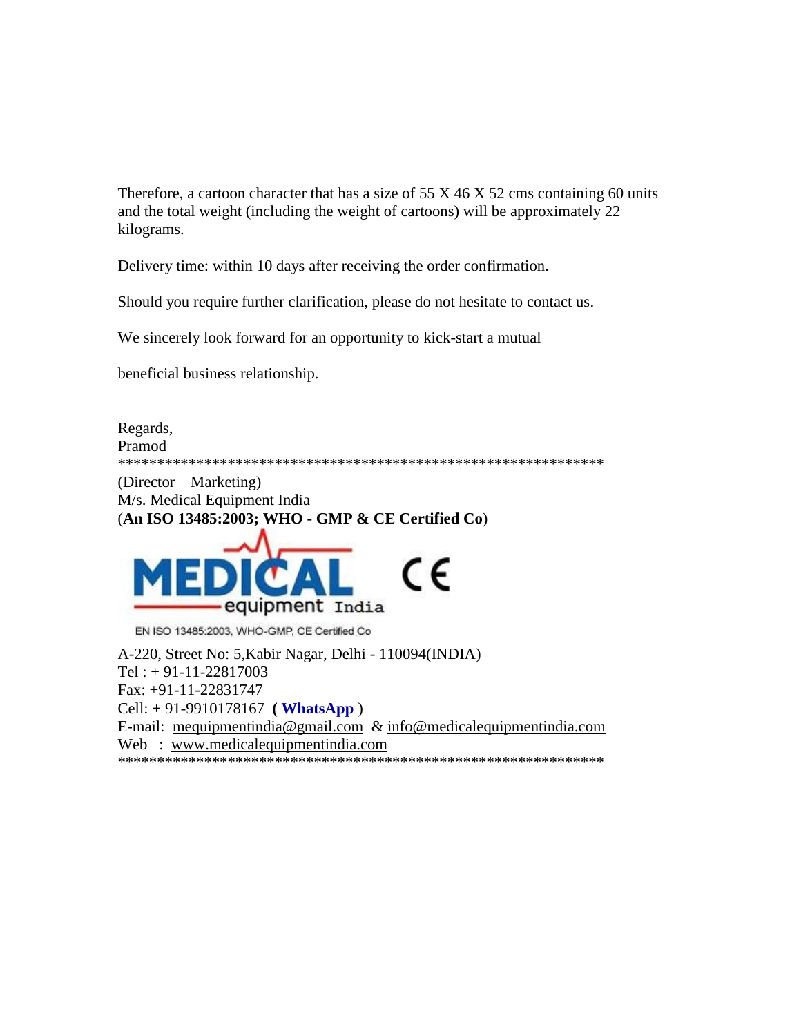Therefore, a cartoon character that has a size of 55 X 46 X 52 cms containing 60 units and the total weight (including the weight of cartoons) will be approximately 22 kilograms.

Delivery time: within 10 days after receiving the order confirmation.

Should you require further clarification, please do not hesitate to contact us.

We sincerely look forward for an opportunity to kick-start a mutual

beneficial business relationship.

Regards,
Pramod
************************************************************
(Director – Marketing)
M/s. Medical Equipment India
(**An ISO 13485:2003; WHO - GMP & CE Certified Co**)

MEDICAL equipment India CE

EN ISO 13485:2003, WHO-GMP, CE Certified Co

A-220, Street No: 5,Kabir Nagar, Delhi - 110094(INDIA)
Tel : + 91-11-22817003
Fax: +91-11-22831747
Cell: + 91-9910178167 ( **WhatsApp** )
E-mail: mequipmentindia@gmail.com & info@medicalequipmentindia.com
Web : www.medicalequipmentindia.com
************************************************************